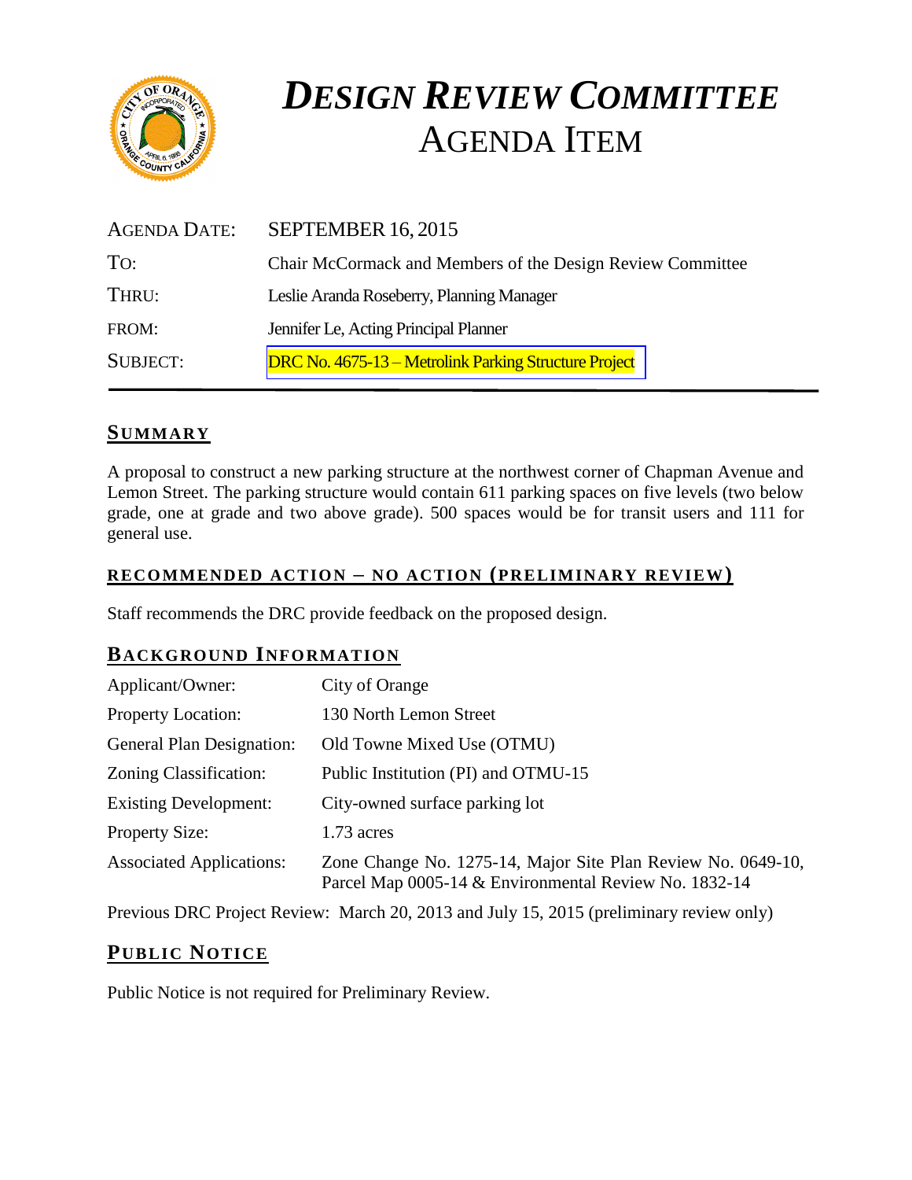# *DESIGN REVIEW COMMITTEE*
# AGENDA ITEM

| | |
|---|---|
| AGENDA DATE: | SEPTEMBER 16, 2015 |
| TO: | Chair McCormack and Members of the Design Review Committee |
| THRU: | Leslie Aranda Roseberry, Planning Manager |
| FROM: | Jennifer Le, Acting Principal Planner |
| SUBJECT: | DRC No. 4675-13 – Metrolink Parking Structure Project |

## SUMMARY

A proposal to construct a new parking structure at the northwest corner of Chapman Avenue and Lemon Street. The parking structure would contain 611 parking spaces on five levels (two below grade, one at grade and two above grade). 500 spaces would be for transit users and 111 for general use.

### RECOMMENDED ACTION – NO ACTION (PRELIMINARY REVIEW)

Staff recommends the DRC provide feedback on the proposed design.

## BACKGROUND INFORMATION

| | |
|---|---|
| Applicant/Owner: | City of Orange |
| Property Location: | 130 North Lemon Street |
| General Plan Designation: | Old Towne Mixed Use (OTMU) |
| Zoning Classification: | Public Institution (PI) and OTMU-15 |
| Existing Development: | City-owned surface parking lot |
| Property Size: | 1.73 acres |
| Associated Applications: | Zone Change No. 1275-14, Major Site Plan Review No. 0649-10, Parcel Map 0005-14 & Environmental Review No. 1832-14 |

Previous DRC Project Review: March 20, 2013 and July 15, 2015 (preliminary review only)

## PUBLIC NOTICE

Public Notice is not required for Preliminary Review.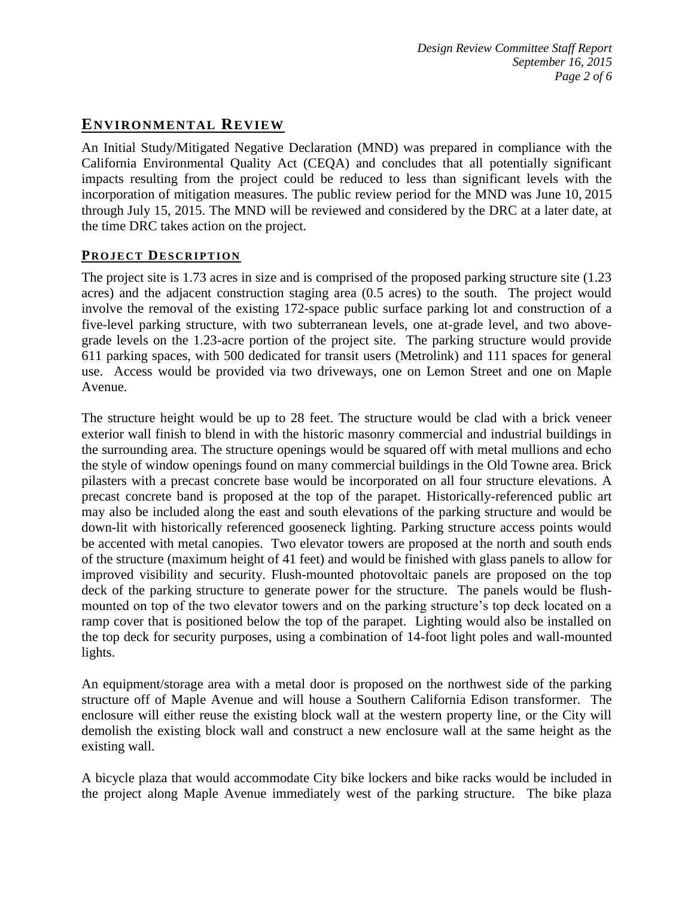## Environmental Review

An Initial Study/Mitigated Negative Declaration (MND) was prepared in compliance with the California Environmental Quality Act (CEQA) and concludes that all potentially significant impacts resulting from the project could be reduced to less than significant levels with the incorporation of mitigation measures. The public review period for the MND was June 10, 2015 through July 15, 2015. The MND will be reviewed and considered by the DRC at a later date, at the time DRC takes action on the project.

### Project Description

The project site is 1.73 acres in size and is comprised of the proposed parking structure site (1.23 acres) and the adjacent construction staging area (0.5 acres) to the south. The project would involve the removal of the existing 172-space public surface parking lot and construction of a five-level parking structure, with two subterranean levels, one at-grade level, and two above-grade levels on the 1.23-acre portion of the project site. The parking structure would provide 611 parking spaces, with 500 dedicated for transit users (Metrolink) and 111 spaces for general use. Access would be provided via two driveways, one on Lemon Street and one on Maple Avenue.

The structure height would be up to 28 feet. The structure would be clad with a brick veneer exterior wall finish to blend in with the historic masonry commercial and industrial buildings in the surrounding area. The structure openings would be squared off with metal mullions and echo the style of window openings found on many commercial buildings in the Old Towne area. Brick pilasters with a precast concrete base would be incorporated on all four structure elevations. A precast concrete band is proposed at the top of the parapet. Historically-referenced public art may also be included along the east and south elevations of the parking structure and would be down-lit with historically referenced gooseneck lighting. Parking structure access points would be accented with metal canopies. Two elevator towers are proposed at the north and south ends of the structure (maximum height of 41 feet) and would be finished with glass panels to allow for improved visibility and security. Flush-mounted photovoltaic panels are proposed on the top deck of the parking structure to generate power for the structure. The panels would be flush-mounted on top of the two elevator towers and on the parking structure's top deck located on a ramp cover that is positioned below the top of the parapet. Lighting would also be installed on the top deck for security purposes, using a combination of 14-foot light poles and wall-mounted lights.

An equipment/storage area with a metal door is proposed on the northwest side of the parking structure off of Maple Avenue and will house a Southern California Edison transformer. The enclosure will either reuse the existing block wall at the western property line, or the City will demolish the existing block wall and construct a new enclosure wall at the same height as the existing wall.

A bicycle plaza that would accommodate City bike lockers and bike racks would be included in the project along Maple Avenue immediately west of the parking structure. The bike plaza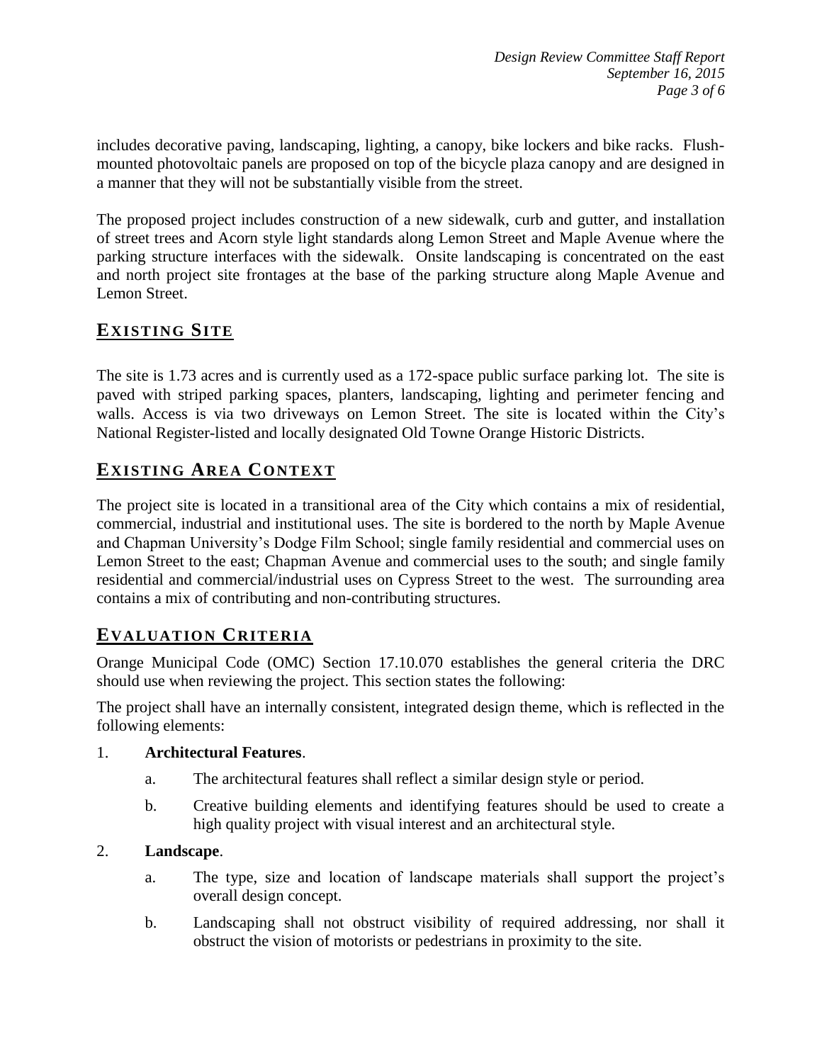includes decorative paving, landscaping, lighting, a canopy, bike lockers and bike racks. Flush-mounted photovoltaic panels are proposed on top of the bicycle plaza canopy and are designed in a manner that they will not be substantially visible from the street.

The proposed project includes construction of a new sidewalk, curb and gutter, and installation of street trees and Acorn style light standards along Lemon Street and Maple Avenue where the parking structure interfaces with the sidewalk. Onsite landscaping is concentrated on the east and north project site frontages at the base of the parking structure along Maple Avenue and Lemon Street.

## EXISTING SITE

The site is 1.73 acres and is currently used as a 172-space public surface parking lot. The site is paved with striped parking spaces, planters, landscaping, lighting and perimeter fencing and walls. Access is via two driveways on Lemon Street. The site is located within the City's National Register-listed and locally designated Old Towne Orange Historic Districts.

## EXISTING AREA CONTEXT

The project site is located in a transitional area of the City which contains a mix of residential, commercial, industrial and institutional uses. The site is bordered to the north by Maple Avenue and Chapman University's Dodge Film School; single family residential and commercial uses on Lemon Street to the east; Chapman Avenue and commercial uses to the south; and single family residential and commercial/industrial uses on Cypress Street to the west. The surrounding area contains a mix of contributing and non-contributing structures.

## EVALUATION CRITERIA

Orange Municipal Code (OMC) Section 17.10.070 establishes the general criteria the DRC should use when reviewing the project. This section states the following:

The project shall have an internally consistent, integrated design theme, which is reflected in the following elements:

1. **Architectural Features**.
   a. The architectural features shall reflect a similar design style or period.
   b. Creative building elements and identifying features should be used to create a high quality project with visual interest and an architectural style.

2. **Landscape**.
   a. The type, size and location of landscape materials shall support the project's overall design concept.
   b. Landscaping shall not obstruct visibility of required addressing, nor shall it obstruct the vision of motorists or pedestrians in proximity to the site.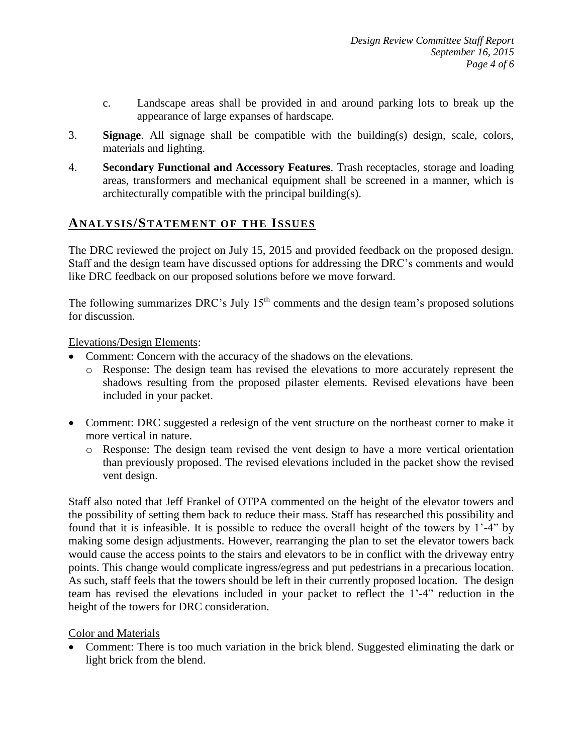c. Landscape areas shall be provided in and around parking lots to break up the appearance of large expanses of hardscape.

3. **Signage**. All signage shall be compatible with the building(s) design, scale, colors, materials and lighting.

4. **Secondary Functional and Accessory Features**. Trash receptacles, storage and loading areas, transformers and mechanical equipment shall be screened in a manner, which is architecturally compatible with the principal building(s).

## ANALYSIS/STATEMENT OF THE ISSUES

The DRC reviewed the project on July 15, 2015 and provided feedback on the proposed design. Staff and the design team have discussed options for addressing the DRC's comments and would like DRC feedback on our proposed solutions before we move forward.

The following summarizes DRC's July 15th comments and the design team's proposed solutions for discussion.

Elevations/Design Elements:

- Comment: Concern with the accuracy of the shadows on the elevations.
  - Response: The design team has revised the elevations to more accurately represent the shadows resulting from the proposed pilaster elements. Revised elevations have been included in your packet.

- Comment: DRC suggested a redesign of the vent structure on the northeast corner to make it more vertical in nature.
  - Response: The design team revised the vent design to have a more vertical orientation than previously proposed. The revised elevations included in the packet show the revised vent design.

Staff also noted that Jeff Frankel of OTPA commented on the height of the elevator towers and the possibility of setting them back to reduce their mass. Staff has researched this possibility and found that it is infeasible. It is possible to reduce the overall height of the towers by 1'-4" by making some design adjustments. However, rearranging the plan to set the elevator towers back would cause the access points to the stairs and elevators to be in conflict with the driveway entry points. This change would complicate ingress/egress and put pedestrians in a precarious location. As such, staff feels that the towers should be left in their currently proposed location. The design team has revised the elevations included in your packet to reflect the 1'-4" reduction in the height of the towers for DRC consideration.

Color and Materials

- Comment: There is too much variation in the brick blend. Suggested eliminating the dark or light brick from the blend.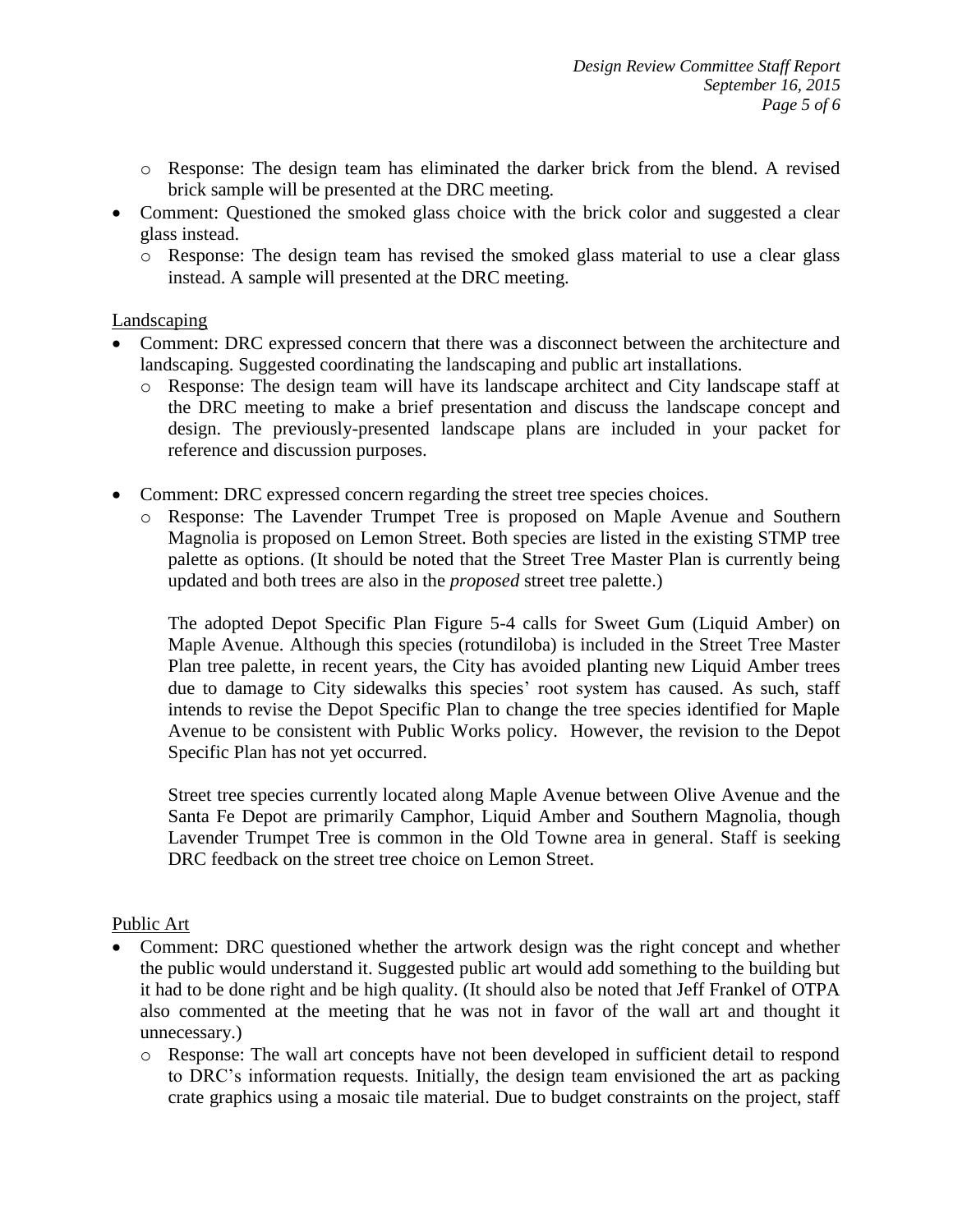- Response: The design team has eliminated the darker brick from the blend. A revised brick sample will be presented at the DRC meeting.

- Comment: Questioned the smoked glass choice with the brick color and suggested a clear glass instead.
  - Response: The design team has revised the smoked glass material to use a clear glass instead. A sample will presented at the DRC meeting.

Landscaping

- Comment: DRC expressed concern that there was a disconnect between the architecture and landscaping. Suggested coordinating the landscaping and public art installations.
  - Response: The design team will have its landscape architect and City landscape staff at the DRC meeting to make a brief presentation and discuss the landscape concept and design. The previously-presented landscape plans are included in your packet for reference and discussion purposes.

- Comment: DRC expressed concern regarding the street tree species choices.
  - Response: The Lavender Trumpet Tree is proposed on Maple Avenue and Southern Magnolia is proposed on Lemon Street. Both species are listed in the existing STMP tree palette as options. (It should be noted that the Street Tree Master Plan is currently being updated and both trees are also in the *proposed* street tree palette.)

    The adopted Depot Specific Plan Figure 5-4 calls for Sweet Gum (Liquid Amber) on Maple Avenue. Although this species (rotundiloba) is included in the Street Tree Master Plan tree palette, in recent years, the City has avoided planting new Liquid Amber trees due to damage to City sidewalks this species' root system has caused. As such, staff intends to revise the Depot Specific Plan to change the tree species identified for Maple Avenue to be consistent with Public Works policy. However, the revision to the Depot Specific Plan has not yet occurred.

    Street tree species currently located along Maple Avenue between Olive Avenue and the Santa Fe Depot are primarily Camphor, Liquid Amber and Southern Magnolia, though Lavender Trumpet Tree is common in the Old Towne area in general. Staff is seeking DRC feedback on the street tree choice on Lemon Street.

Public Art

- Comment: DRC questioned whether the artwork design was the right concept and whether the public would understand it. Suggested public art would add something to the building but it had to be done right and be high quality. (It should also be noted that Jeff Frankel of OTPA also commented at the meeting that he was not in favor of the wall art and thought it unnecessary.)
  - Response: The wall art concepts have not been developed in sufficient detail to respond to DRC's information requests. Initially, the design team envisioned the art as packing crate graphics using a mosaic tile material. Due to budget constraints on the project, staff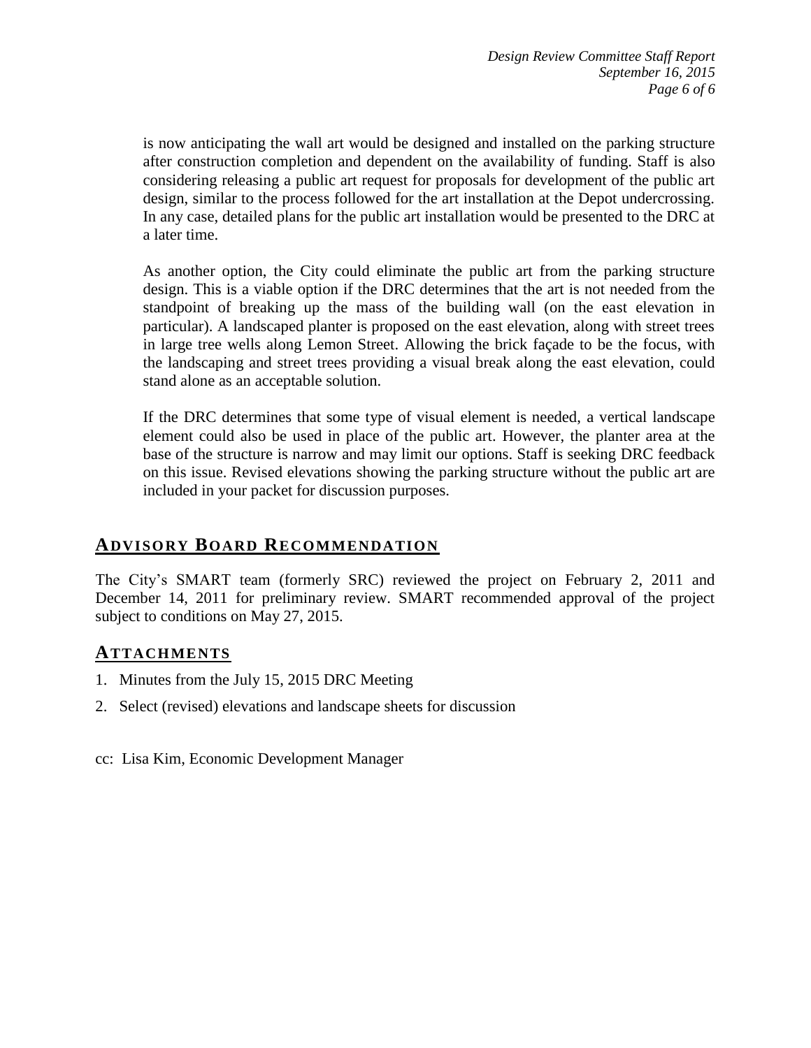is now anticipating the wall art would be designed and installed on the parking structure after construction completion and dependent on the availability of funding. Staff is also considering releasing a public art request for proposals for development of the public art design, similar to the process followed for the art installation at the Depot undercrossing. In any case, detailed plans for the public art installation would be presented to the DRC at a later time.

As another option, the City could eliminate the public art from the parking structure design. This is a viable option if the DRC determines that the art is not needed from the standpoint of breaking up the mass of the building wall (on the east elevation in particular). A landscaped planter is proposed on the east elevation, along with street trees in large tree wells along Lemon Street. Allowing the brick façade to be the focus, with the landscaping and street trees providing a visual break along the east elevation, could stand alone as an acceptable solution.

If the DRC determines that some type of visual element is needed, a vertical landscape element could also be used in place of the public art. However, the planter area at the base of the structure is narrow and may limit our options. Staff is seeking DRC feedback on this issue. Revised elevations showing the parking structure without the public art are included in your packet for discussion purposes.

## ADVISORY BOARD RECOMMENDATION

The City's SMART team (formerly SRC) reviewed the project on February 2, 2011 and December 14, 2011 for preliminary review. SMART recommended approval of the project subject to conditions on May 27, 2015.

## ATTACHMENTS

1. Minutes from the July 15, 2015 DRC Meeting
2. Select (revised) elevations and landscape sheets for discussion

cc: Lisa Kim, Economic Development Manager